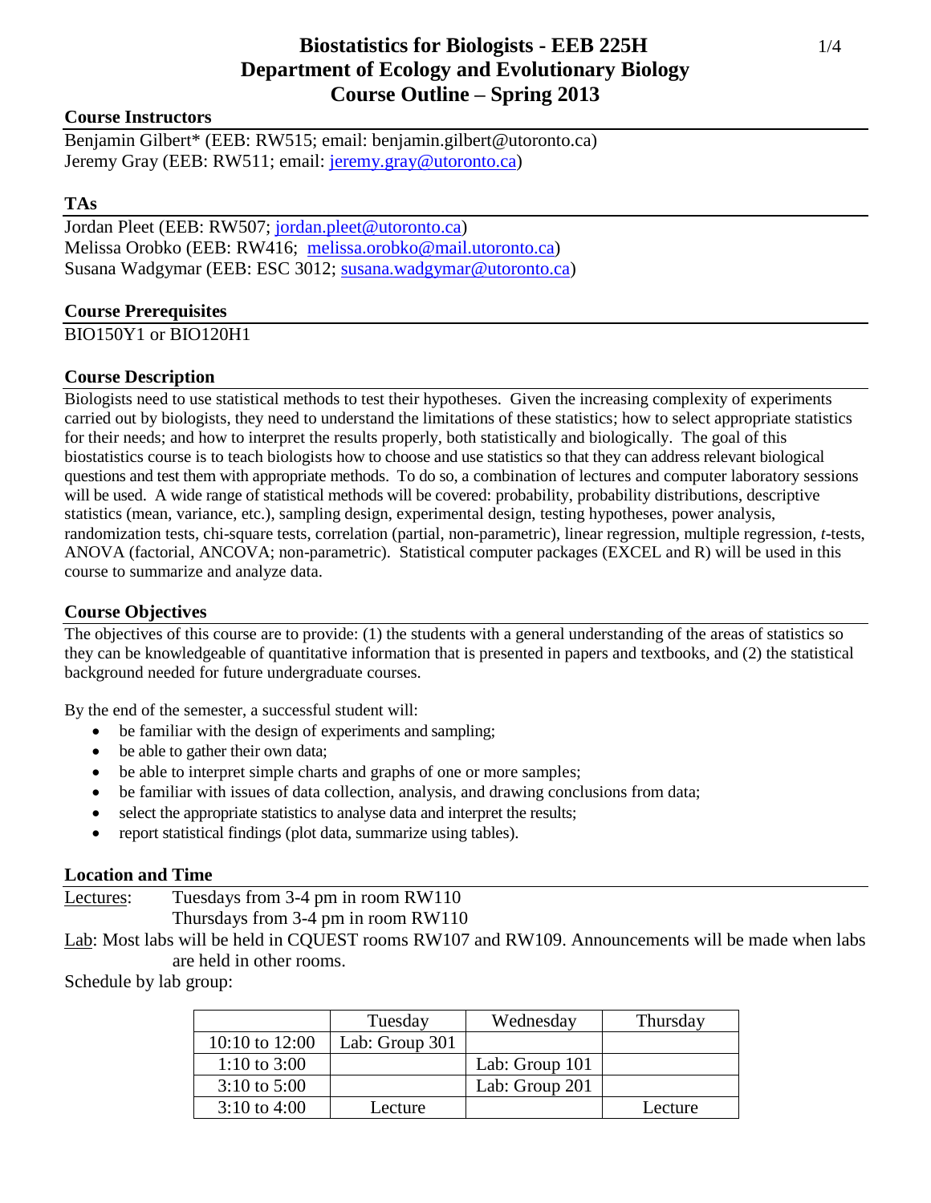# Biostatistics for Biologists - EEB 225H
# Department of Ecology and Evolutionary Biology
# Course Outline – Spring 2013

## Course Instructors

Benjamin Gilbert* (EEB: RW515; email: benjamin.gilbert@utoronto.ca)
Jeremy Gray (EEB: RW511; email: jeremy.gray@utoronto.ca)

## TAs

Jordan Pleet (EEB: RW507; jordan.pleet@utoronto.ca)
Melissa Orobko (EEB: RW416; melissa.orobko@mail.utoronto.ca)
Susana Wadgymar (EEB: ESC 3012; susana.wadgymar@utoronto.ca)

## Course Prerequisites

BIO150Y1 or BIO120H1

## Course Description

Biologists need to use statistical methods to test their hypotheses. Given the increasing complexity of experiments carried out by biologists, they need to understand the limitations of these statistics; how to select appropriate statistics for their needs; and how to interpret the results properly, both statistically and biologically. The goal of this biostatistics course is to teach biologists how to choose and use statistics so that they can address relevant biological questions and test them with appropriate methods. To do so, a combination of lectures and computer laboratory sessions will be used. A wide range of statistical methods will be covered: probability, probability distributions, descriptive statistics (mean, variance, etc.), sampling design, experimental design, testing hypotheses, power analysis, randomization tests, chi-square tests, correlation (partial, non-parametric), linear regression, multiple regression, *t*-tests, ANOVA (factorial, ANCOVA; non-parametric). Statistical computer packages (EXCEL and R) will be used in this course to summarize and analyze data.

## Course Objectives

The objectives of this course are to provide: (1) the students with a general understanding of the areas of statistics so they can be knowledgeable of quantitative information that is presented in papers and textbooks, and (2) the statistical background needed for future undergraduate courses.

By the end of the semester, a successful student will:

- be familiar with the design of experiments and sampling;
- be able to gather their own data;
- be able to interpret simple charts and graphs of one or more samples;
- be familiar with issues of data collection, analysis, and drawing conclusions from data;
- select the appropriate statistics to analyse data and interpret the results;
- report statistical findings (plot data, summarize using tables).

## Location and Time

Lectures: Tuesdays from 3-4 pm in room RW110
Thursdays from 3-4 pm in room RW110

Lab: Most labs will be held in CQUEST rooms RW107 and RW109. Announcements will be made when labs are held in other rooms.

Schedule by lab group:

| | Tuesday | Wednesday | Thursday |
|---|---|---|---|
| 10:10 to 12:00 | Lab: Group 301 | | |
| 1:10 to 3:00 | | Lab: Group 101 | |
| 3:10 to 5:00 | | Lab: Group 201 | |
| 3:10 to 4:00 | Lecture | | Lecture |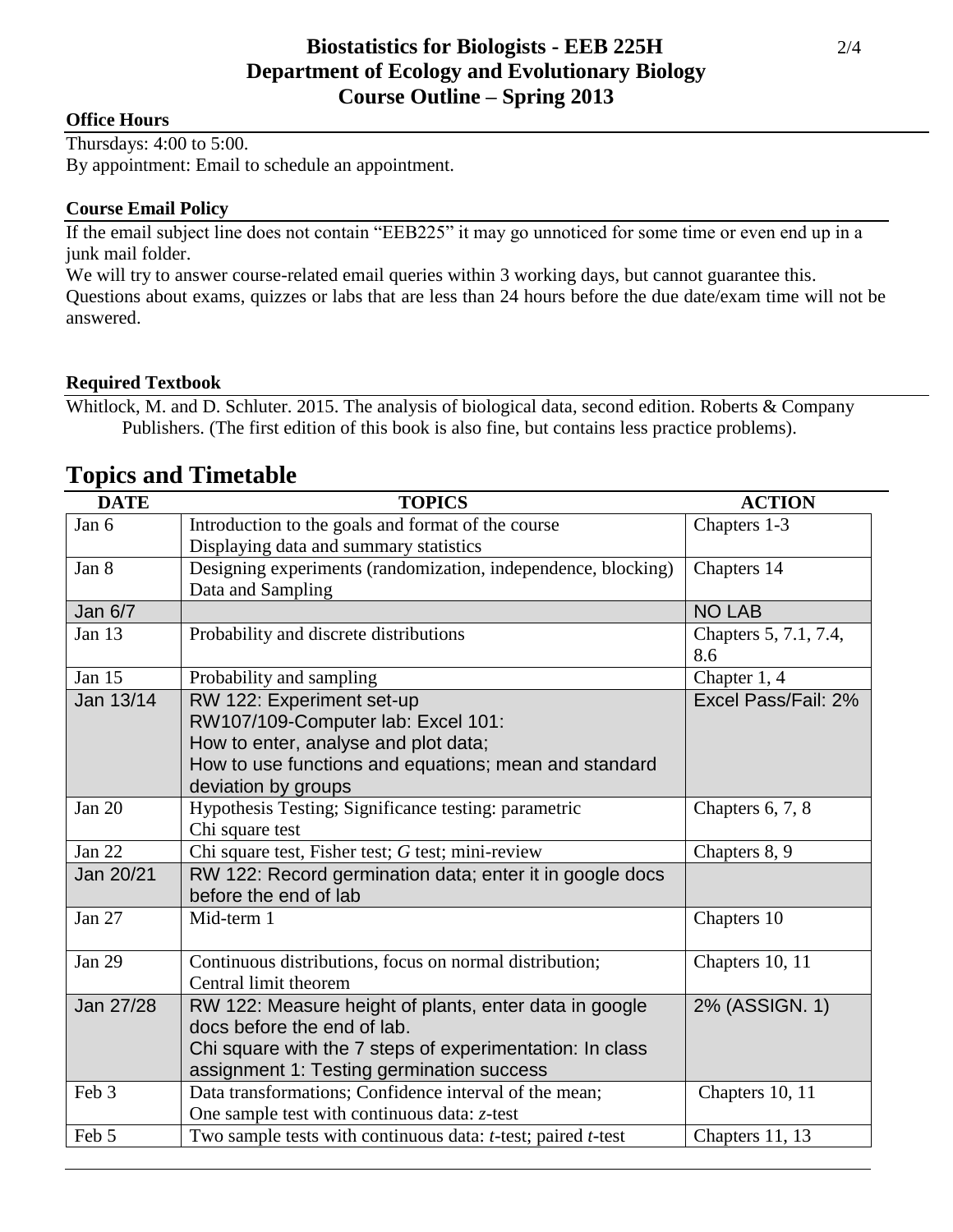## Office Hours

Thursdays: 4:00 to 5:00.
By appointment: Email to schedule an appointment.

## Course Email Policy

If the email subject line does not contain "EEB225" it may go unnoticed for some time or even end up in a junk mail folder.
We will try to answer course-related email queries within 3 working days, but cannot guarantee this.
Questions about exams, quizzes or labs that are less than 24 hours before the due date/exam time will not be answered.

## Required Textbook

Whitlock, M. and D. Schluter. 2015. The analysis of biological data, second edition. Roberts & Company Publishers. (The first edition of this book is also fine, but contains less practice problems).

# Topics and Timetable

| DATE | TOPICS | ACTION |
|---|---|---|
| Jan 6 | Introduction to the goals and format of the course<br>Displaying data and summary statistics | Chapters 1-3 |
| Jan 8 | Designing experiments (randomization, independence, blocking)<br>Data and Sampling | Chapters 14 |
| Jan 6/7 | | NO LAB |
| Jan 13 | Probability and discrete distributions | Chapters 5, 7.1, 7.4, 8.6 |
| Jan 15 | Probability and sampling | Chapter 1, 4 |
| Jan 13/14 | RW 122: Experiment set-up<br>RW107/109-Computer lab: Excel 101:<br>How to enter, analyse and plot data;<br>How to use functions and equations; mean and standard deviation by groups | Excel Pass/Fail: 2% |
| Jan 20 | Hypothesis Testing; Significance testing: parametric<br>Chi square test | Chapters 6, 7, 8 |
| Jan 22 | Chi square test, Fisher test; *G* test; mini-review | Chapters 8, 9 |
| Jan 20/21 | RW 122: Record germination data; enter it in google docs before the end of lab | |
| Jan 27 | Mid-term 1 | Chapters 10 |
| Jan 29 | Continuous distributions, focus on normal distribution;<br>Central limit theorem | Chapters 10, 11 |
| Jan 27/28 | RW 122: Measure height of plants, enter data in google docs before the end of lab.<br>Chi square with the 7 steps of experimentation: In class assignment 1: Testing germination success | 2% (ASSIGN. 1) |
| Feb 3 | Data transformations; Confidence interval of the mean;<br>One sample test with continuous data: *z*-test | Chapters 10, 11 |
| Feb 5 | Two sample tests with continuous data: *t*-test; paired *t*-test | Chapters 11, 13 |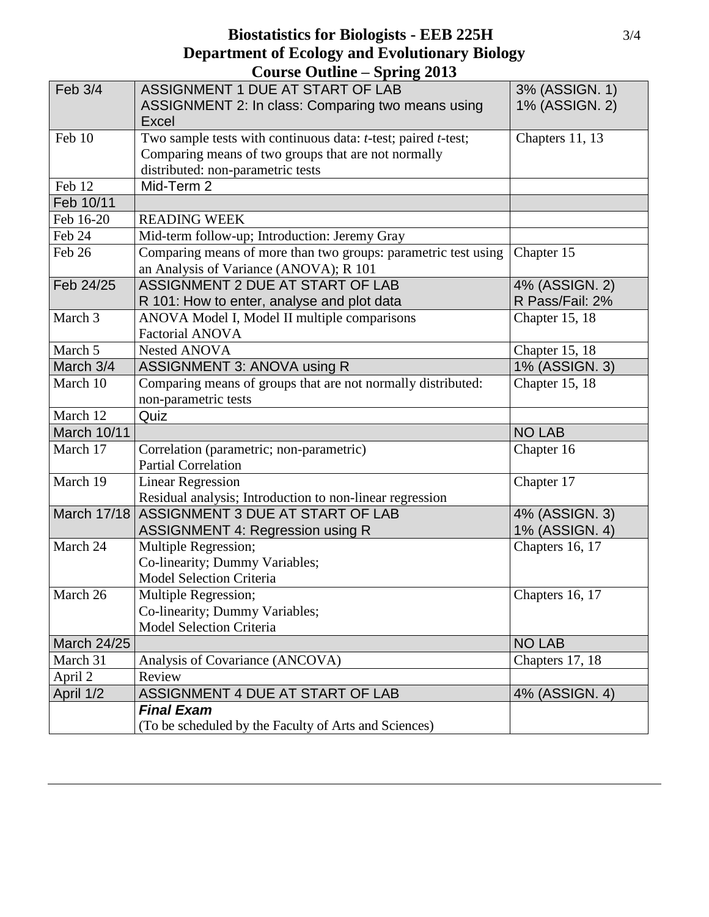# Biostatistics for Biologists - EEB 225H
## Department of Ecology and Evolutionary Biology
## Course Outline – Spring 2013

| | | |
|---|---|---|
| Feb 3/4 | ASSIGNMENT 1 DUE AT START OF LAB<br>ASSIGNMENT 2: In class: Comparing two means using Excel | 3% (ASSIGN. 1)<br>1% (ASSIGN. 2) |
| Feb 10 | Two sample tests with continuous data: *t*-test; paired *t*-test; Comparing means of two groups that are not normally distributed: non-parametric tests | Chapters 11, 13 |
| Feb 12 | Mid-Term 2 | |
| Feb 10/11 | | |
| Feb 16-20 | READING WEEK | |
| Feb 24 | Mid-term follow-up; Introduction: Jeremy Gray | |
| Feb 26 | Comparing means of more than two groups: parametric test using an Analysis of Variance (ANOVA); R 101 | Chapter 15 |
| Feb 24/25 | ASSIGNMENT 2 DUE AT START OF LAB<br>R 101: How to enter, analyse and plot data | 4% (ASSIGN. 2)<br>R Pass/Fail: 2% |
| March 3 | ANOVA Model I, Model II multiple comparisons<br>Factorial ANOVA | Chapter 15, 18 |
| March 5 | Nested ANOVA | Chapter 15, 18 |
| March 3/4 | ASSIGNMENT 3: ANOVA using R | 1% (ASSIGN. 3) |
| March 10 | Comparing means of groups that are not normally distributed: non-parametric tests | Chapter 15, 18 |
| March 12 | Quiz | |
| March 10/11 | | NO LAB |
| March 17 | Correlation (parametric; non-parametric)<br>Partial Correlation | Chapter 16 |
| March 19 | Linear Regression<br>Residual analysis; Introduction to non-linear regression | Chapter 17 |
| March 17/18 | ASSIGNMENT 3 DUE AT START OF LAB<br>ASSIGNMENT 4: Regression using R | 4% (ASSIGN. 3)<br>1% (ASSIGN. 4) |
| March 24 | Multiple Regression;<br>Co-linearity; Dummy Variables;<br>Model Selection Criteria | Chapters 16, 17 |
| March 26 | Multiple Regression;<br>Co-linearity; Dummy Variables;<br>Model Selection Criteria | Chapters 16, 17 |
| March 24/25 | | NO LAB |
| March 31 | Analysis of Covariance (ANCOVA) | Chapters 17, 18 |
| April 2 | Review | |
| April 1/2 | ASSIGNMENT 4 DUE AT START OF LAB | 4% (ASSIGN. 4) |
| | ***Final Exam***<br>(To be scheduled by the Faculty of Arts and Sciences) | |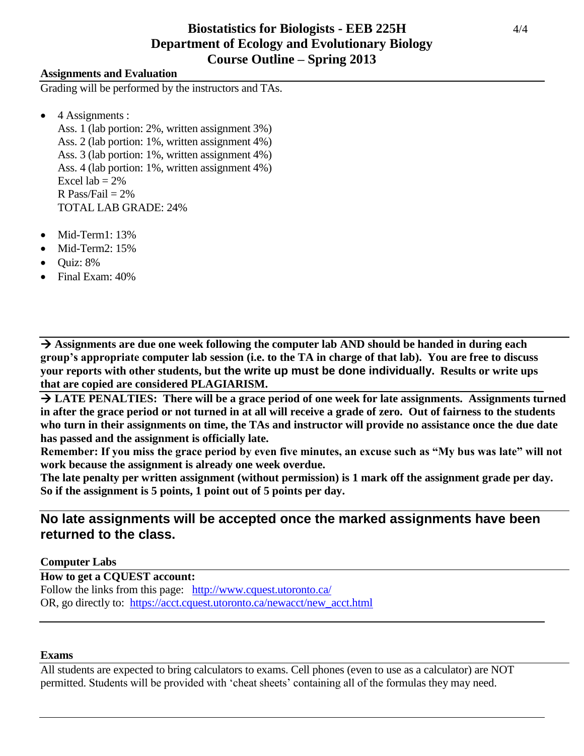**Assignments and Evaluation**

Grading will be performed by the instructors and TAs.

- 4 Assignments :
  Ass. 1 (lab portion: 2%, written assignment 3%)
  Ass. 2 (lab portion: 1%, written assignment 4%)
  Ass. 3 (lab portion: 1%, written assignment 4%)
  Ass. 4 (lab portion: 1%, written assignment 4%)
  Excel lab = 2%
  R Pass/Fail = 2%
  TOTAL LAB GRADE: 24%
- Mid-Term1: 13%
- Mid-Term2: 15%
- Quiz: 8%
- Final Exam: 40%

**→ Assignments are due one week following the computer lab AND should be handed in during each group's appropriate computer lab session (i.e. to the TA in charge of that lab). You are free to discuss your reports with other students, but the write up must be done individually. Results or write ups that are copied are considered PLAGIARISM.**

**→ LATE PENALTIES: There will be a grace period of one week for late assignments. Assignments turned in after the grace period or not turned in at all will receive a grade of zero. Out of fairness to the students who turn in their assignments on time, the TAs and instructor will provide no assistance once the due date has passed and the assignment is officially late.**

**Remember: If you miss the grace period by even five minutes, an excuse such as "My bus was late" will not work because the assignment is already one week overdue.**

**The late penalty per written assignment (without permission) is 1 mark off the assignment grade per day. So if the assignment is 5 points, 1 point out of 5 points per day.**

## No late assignments will be accepted once the marked assignments have been returned to the class.

**Computer Labs**

**How to get a CQUEST account:**

Follow the links from this page: http://www.cquest.utoronto.ca/

OR, go directly to: https://acct.cquest.utoronto.ca/newacct/new_acct.html

**Exams**

All students are expected to bring calculators to exams. Cell phones (even to use as a calculator) are NOT permitted. Students will be provided with 'cheat sheets' containing all of the formulas they may need.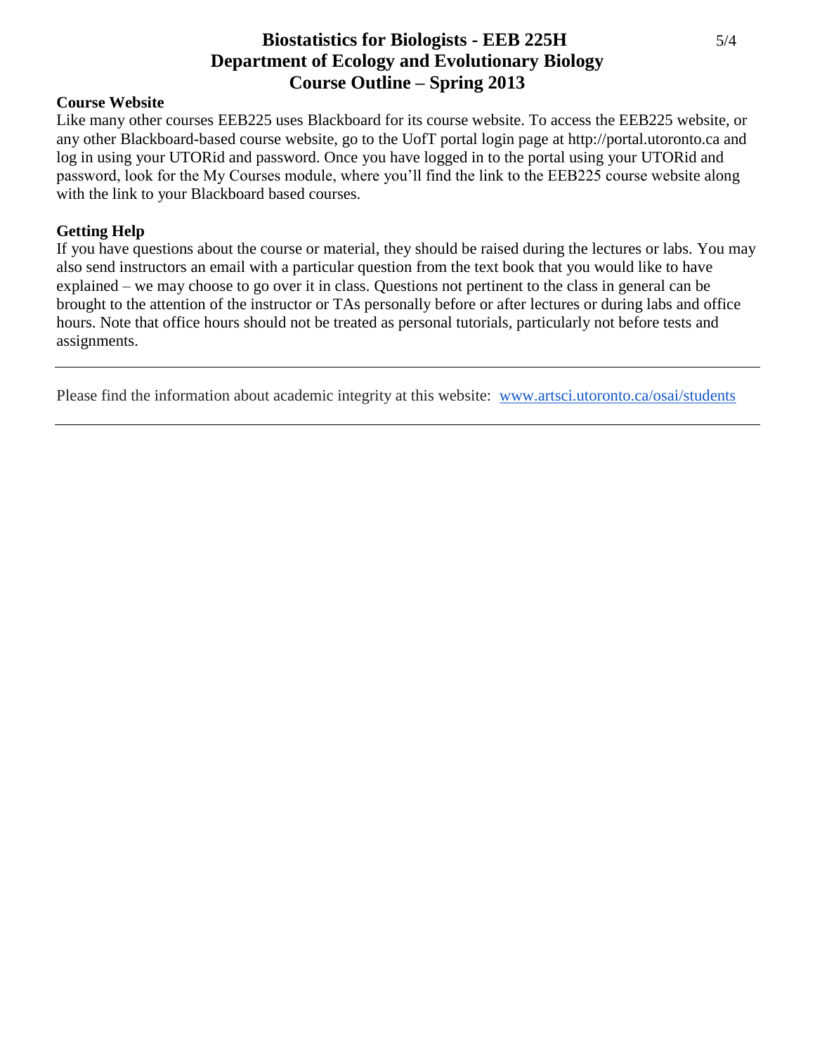**Course Website**

Like many other courses EEB225 uses Blackboard for its course website. To access the EEB225 website, or any other Blackboard-based course website, go to the UofT portal login page at http://portal.utoronto.ca and log in using your UTORid and password. Once you have logged in to the portal using your UTORid and password, look for the My Courses module, where you'll find the link to the EEB225 course website along with the link to your Blackboard based courses.

**Getting Help**

If you have questions about the course or material, they should be raised during the lectures or labs. You may also send instructors an email with a particular question from the text book that you would like to have explained – we may choose to go over it in class. Questions not pertinent to the class in general can be brought to the attention of the instructor or TAs personally before or after lectures or during labs and office hours. Note that office hours should not be treated as personal tutorials, particularly not before tests and assignments.

---

Please find the information about academic integrity at this website: [www.artsci.utoronto.ca/osai/students](www.artsci.utoronto.ca/osai/students)

---